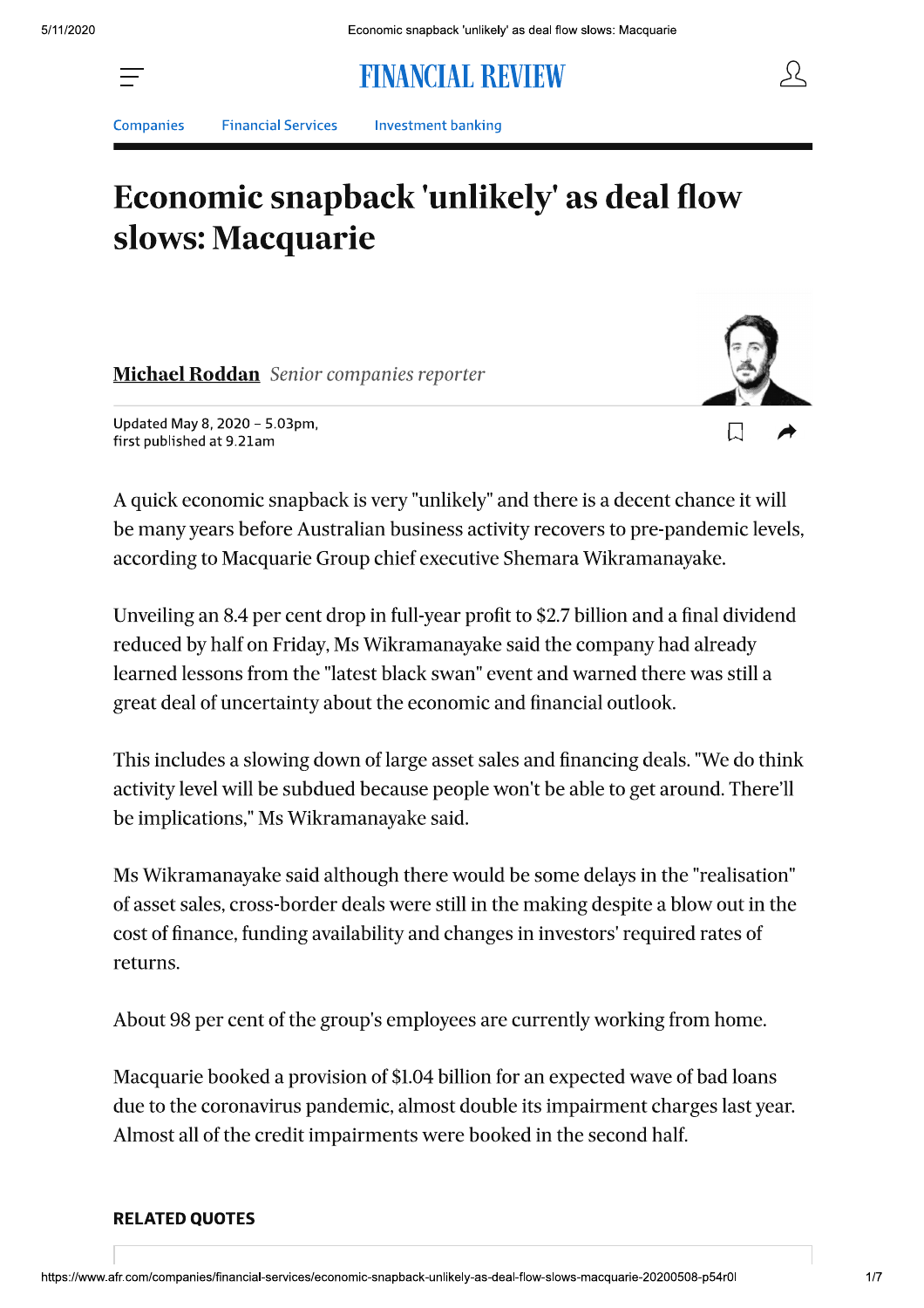Companies  Financial Services  Investment banking

# Economic snapback 'unlikely' as deal flow slows: Macquarie

**Michael Roddan** *Senior companies reporter*

Updated May 8, 2020 – 5.03pm,
first published at 9.21am

A quick economic snapback is very "unlikely" and there is a decent chance it will be many years before Australian business activity recovers to pre-pandemic levels, according to Macquarie Group chief executive Shemara Wikramanayake.

Unveiling an 8.4 per cent drop in full-year profit to $2.7 billion and a final dividend reduced by half on Friday, Ms Wikramanayake said the company had already learned lessons from the "latest black swan" event and warned there was still a great deal of uncertainty about the economic and financial outlook.

This includes a slowing down of large asset sales and financing deals. "We do think activity level will be subdued because people won't be able to get around. There'll be implications," Ms Wikramanayake said.

Ms Wikramanayake said although there would be some delays in the "realisation" of asset sales, cross-border deals were still in the making despite a blow out in the cost of finance, funding availability and changes in investors' required rates of returns.

About 98 per cent of the group's employees are currently working from home.

Macquarie booked a provision of $1.04 billion for an expected wave of bad loans due to the coronavirus pandemic, almost double its impairment charges last year. Almost all of the credit impairments were booked in the second half.

**RELATED QUOTES**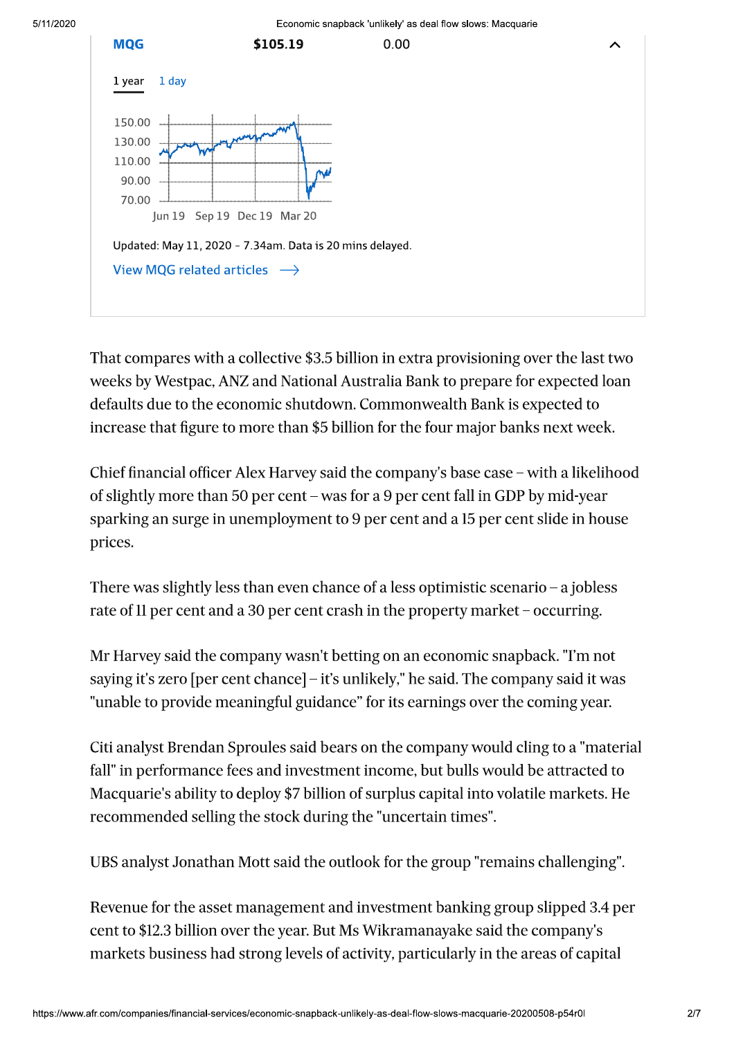MQG $105.19 0.00

1 year 1 day

Updated: May 11, 2020 - 7.34am. Data is 20 mins delayed.

View MQG related articles

That compares with a collective $3.5 billion in extra provisioning over the last two weeks by Westpac, ANZ and National Australia Bank to prepare for expected loan defaults due to the economic shutdown. Commonwealth Bank is expected to increase that figure to more than $5 billion for the four major banks next week.

Chief financial officer Alex Harvey said the company's base case – with a likelihood of slightly more than 50 per cent – was for a 9 per cent fall in GDP by mid-year sparking an surge in unemployment to 9 per cent and a 15 per cent slide in house prices.

There was slightly less than even chance of a less optimistic scenario – a jobless rate of 11 per cent and a 30 per cent crash in the property market – occurring.

Mr Harvey said the company wasn't betting on an economic snapback. "I'm not saying it's zero [per cent chance] – it's unlikely," he said. The company said it was "unable to provide meaningful guidance" for its earnings over the coming year.

Citi analyst Brendan Sproules said bears on the company would cling to a "material fall" in performance fees and investment income, but bulls would be attracted to Macquarie's ability to deploy $7 billion of surplus capital into volatile markets. He recommended selling the stock during the "uncertain times".

UBS analyst Jonathan Mott said the outlook for the group "remains challenging".

Revenue for the asset management and investment banking group slipped 3.4 per cent to $12.3 billion over the year. But Ms Wikramanayake said the company's markets business had strong levels of activity, particularly in the areas of capital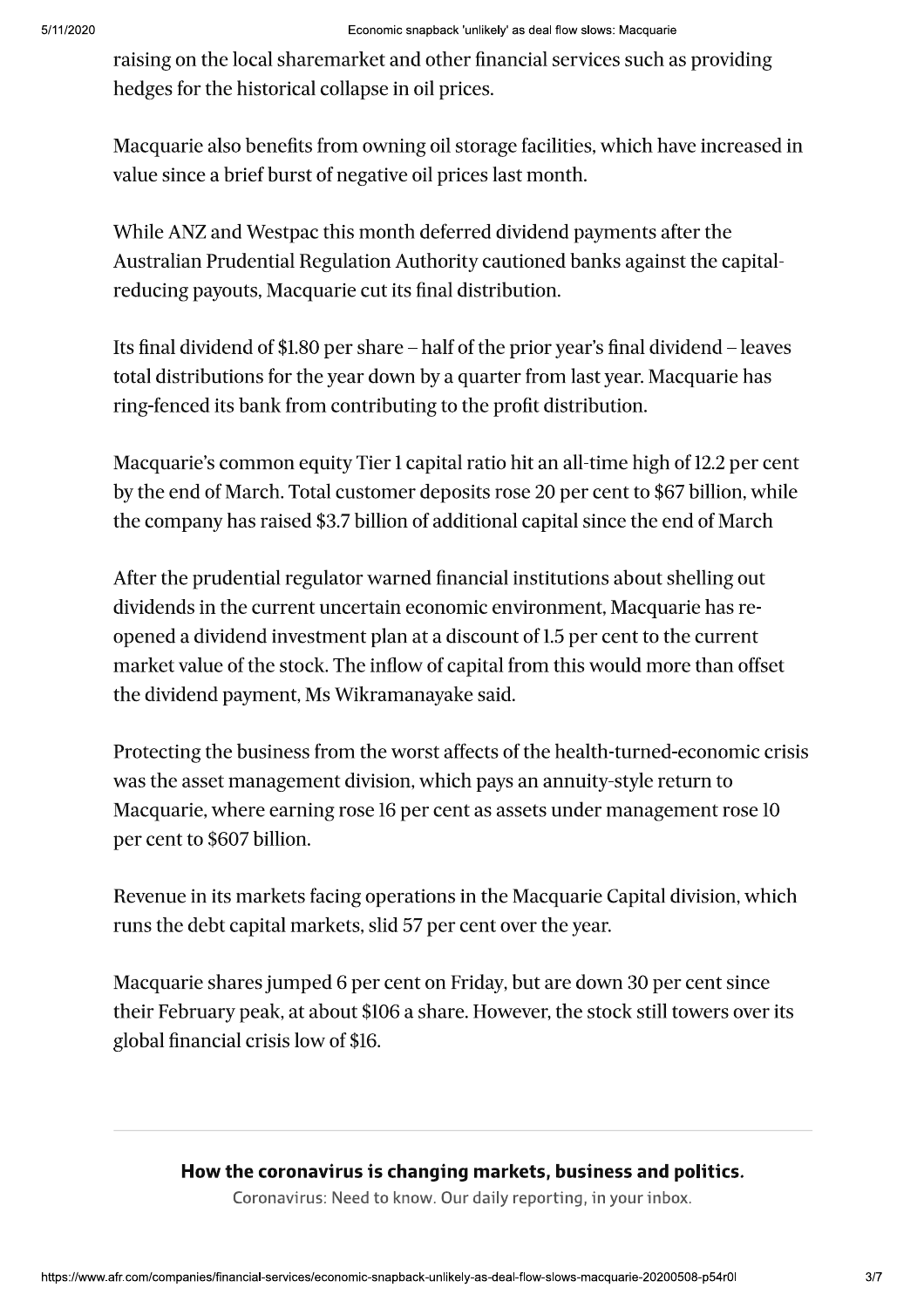raising on the local sharemarket and other financial services such as providing hedges for the historical collapse in oil prices.

Macquarie also benefits from owning oil storage facilities, which have increased in value since a brief burst of negative oil prices last month.

While ANZ and Westpac this month deferred dividend payments after the Australian Prudential Regulation Authority cautioned banks against the capital-reducing payouts, Macquarie cut its final distribution.

Its final dividend of $1.80 per share – half of the prior year's final dividend – leaves total distributions for the year down by a quarter from last year. Macquarie has ring-fenced its bank from contributing to the profit distribution.

Macquarie's common equity Tier 1 capital ratio hit an all-time high of 12.2 per cent by the end of March. Total customer deposits rose 20 per cent to $67 billion, while the company has raised $3.7 billion of additional capital since the end of March

After the prudential regulator warned financial institutions about shelling out dividends in the current uncertain economic environment, Macquarie has re-opened a dividend investment plan at a discount of 1.5 per cent to the current market value of the stock. The inflow of capital from this would more than offset the dividend payment, Ms Wikramanayake said.

Protecting the business from the worst affects of the health-turned-economic crisis was the asset management division, which pays an annuity-style return to Macquarie, where earning rose 16 per cent as assets under management rose 10 per cent to $607 billion.

Revenue in its markets facing operations in the Macquarie Capital division, which runs the debt capital markets, slid 57 per cent over the year.

Macquarie shares jumped 6 per cent on Friday, but are down 30 per cent since their February peak, at about $106 a share. However, the stock still towers over its global financial crisis low of $16.

**How the coronavirus is changing markets, business and politics.**

Coronavirus: Need to know. Our daily reporting, in your inbox.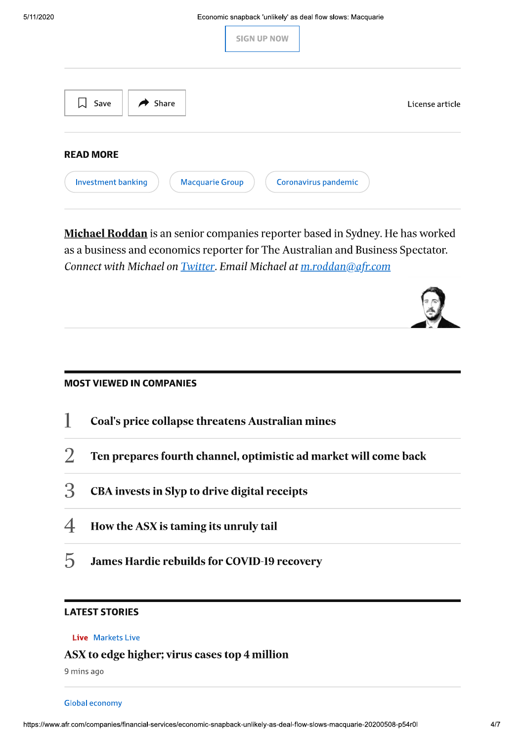SIGN UP NOW

Save | Share | License article

## READ MORE

Investment banking | Macquarie Group | Coronavirus pandemic

**Michael Roddan** is an senior companies reporter based in Sydney. He has worked as a business and economics reporter for The Australian and Business Spectator. *Connect with Michael on Twitter. Email Michael at m.roddan@afr.com*

## MOST VIEWED IN COMPANIES

1. **Coal's price collapse threatens Australian mines**
2. **Ten prepares fourth channel, optimistic ad market will come back**
3. **CBA invests in Slyp to drive digital receipts**
4. **How the ASX is taming its unruly tail**
5. **James Hardie rebuilds for COVID-19 recovery**

## LATEST STORIES

Live Markets Live

**ASX to edge higher; virus cases top 4 million**

9 mins ago

Global economy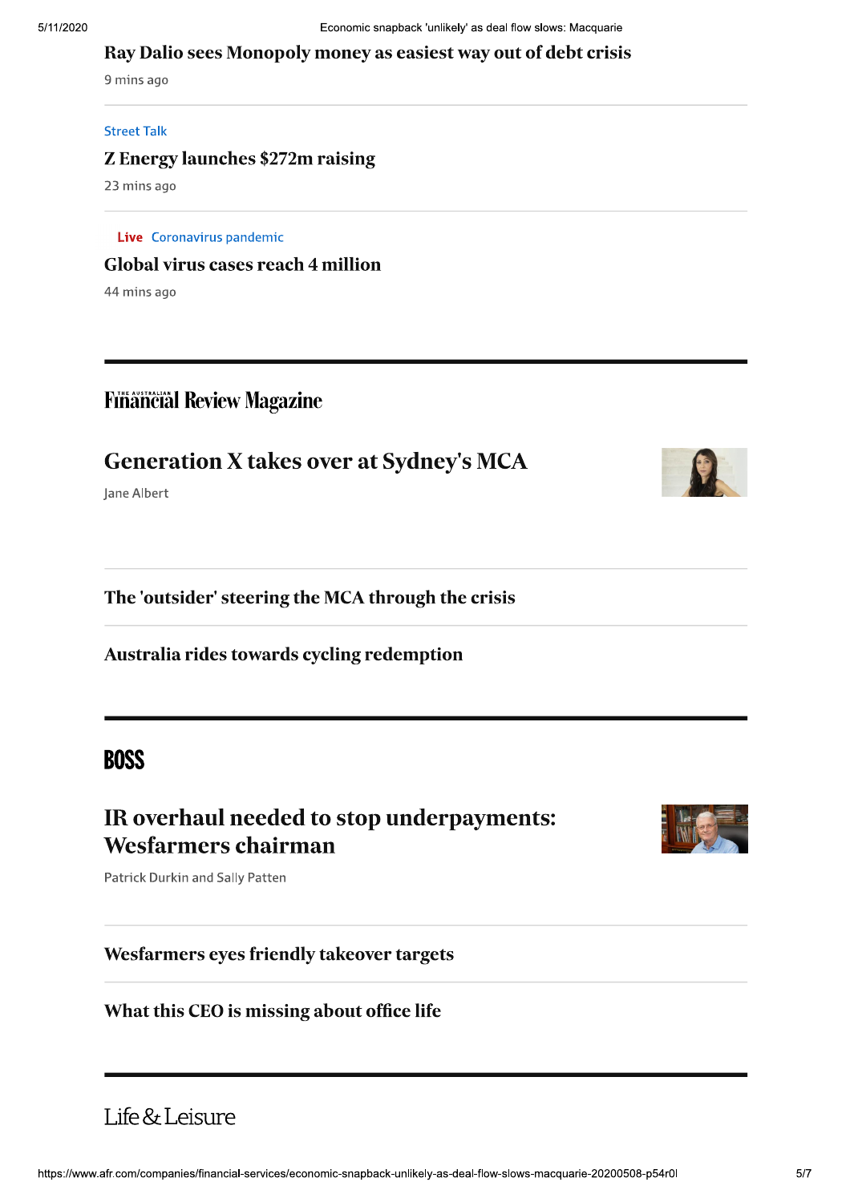### Ray Dalio sees Monopoly money as easiest way out of debt crisis

9 mins ago

Street Talk

### Z Energy launches $272m raising

23 mins ago

Live Coronavirus pandemic

### Global virus cases reach 4 million

44 mins ago

---

## Financial Review Magazine

### Generation X takes over at Sydney's MCA

Jane Albert

### The 'outsider' steering the MCA through the crisis

### Australia rides towards cycling redemption

---

## BOSS

### IR overhaul needed to stop underpayments: Wesfarmers chairman

Patrick Durkin and Sally Patten

### Wesfarmers eyes friendly takeover targets

### What this CEO is missing about office life

---

## Life & Leisure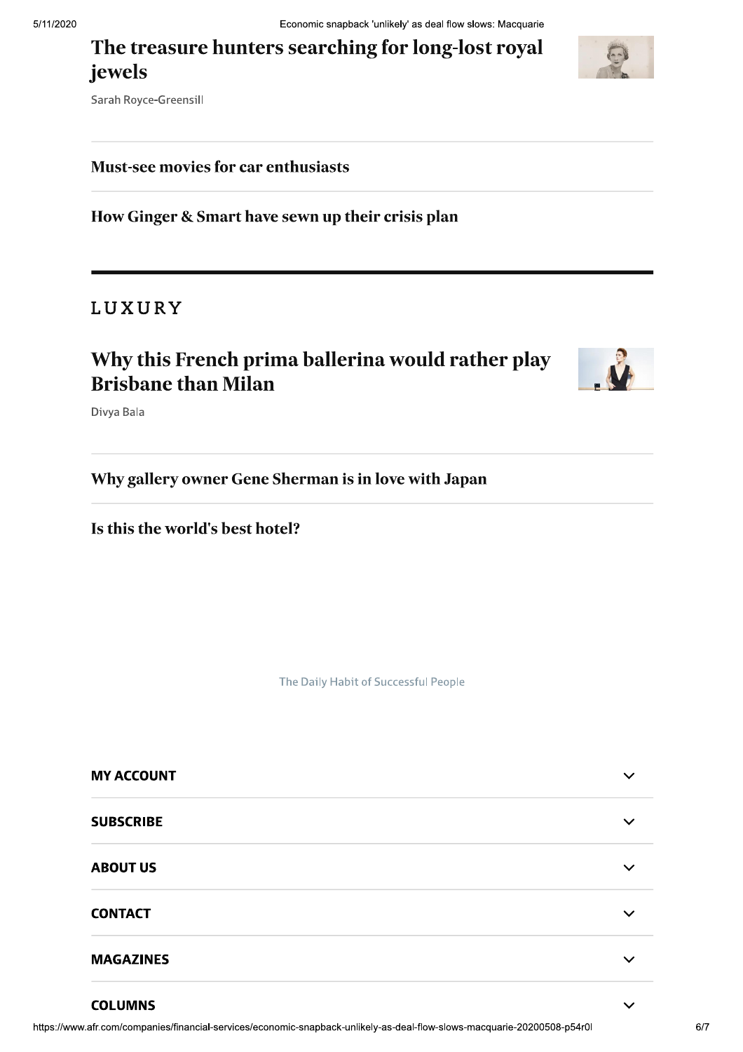### The treasure hunters searching for long-lost royal jewels

Sarah Royce-Greensill

### Must-see movies for car enthusiasts

### How Ginger & Smart have sewn up their crisis plan

## LUXURY

### Why this French prima ballerina would rather play Brisbane than Milan

Divya Bala

### Why gallery owner Gene Sherman is in love with Japan

### Is this the world's best hotel?

The Daily Habit of Successful People

**MY ACCOUNT**

**SUBSCRIBE**

**ABOUT US**

**CONTACT**

**MAGAZINES**

**COLUMNS**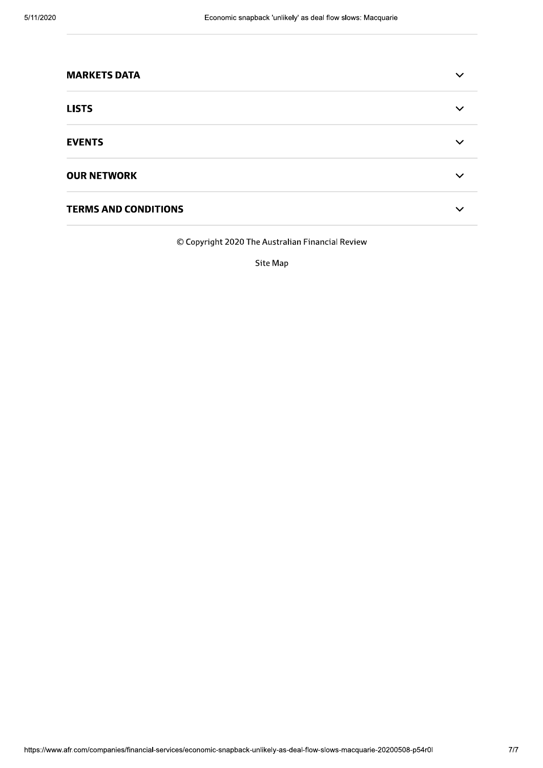**MARKETS DATA**

**LISTS**

**EVENTS**

**OUR NETWORK**

**TERMS AND CONDITIONS**

© Copyright 2020 The Australian Financial Review

Site Map